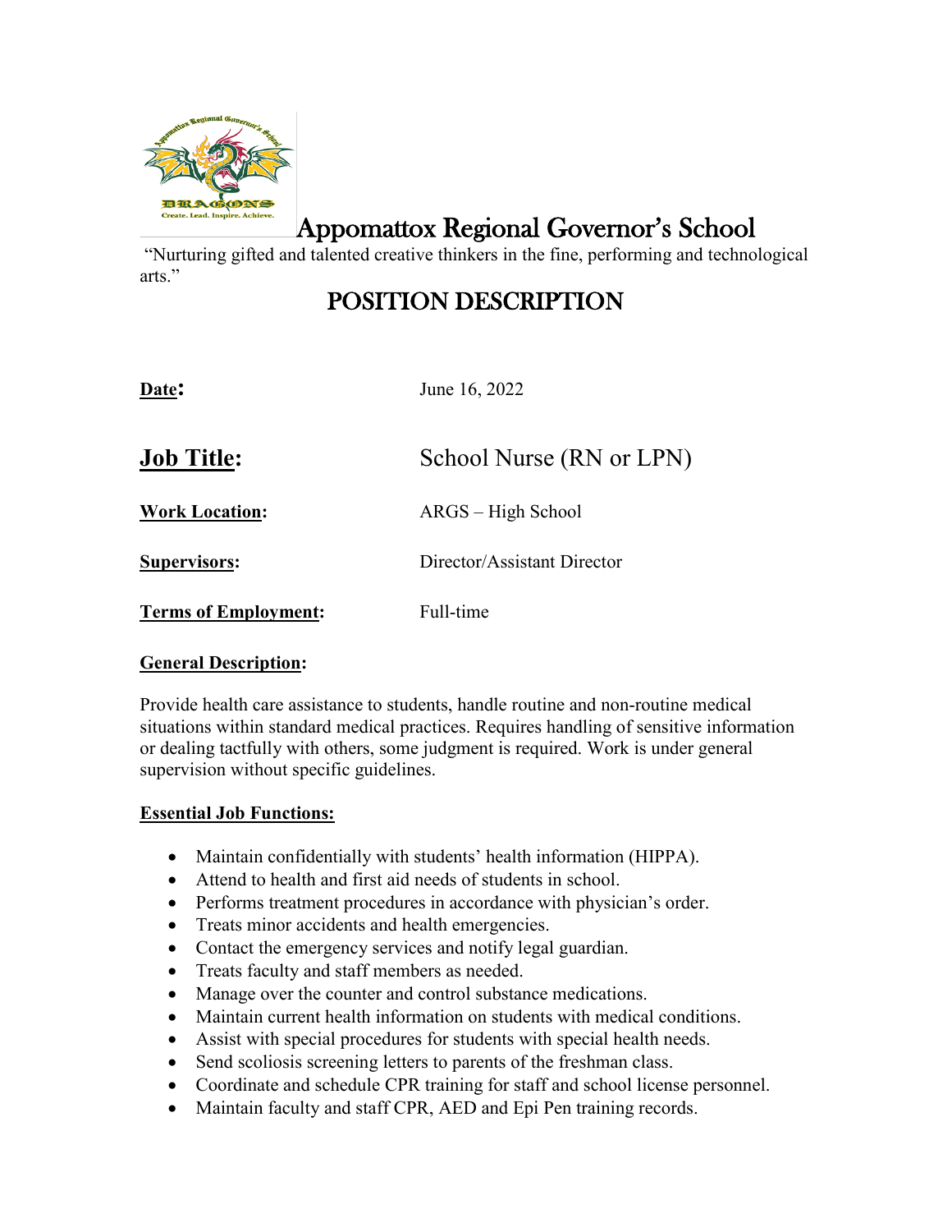# Appomattox Regional Governor's School

"Nurturing gifted and talented creative thinkers in the fine, performing and technological arts."

## POSITION DESCRIPTION

**Date:** June 16, 2022

**Job Title:** School Nurse (RN or LPN)

**Work Location:** ARGS – High School

**Supervisors:** Director/Assistant Director

**Terms of Employment:** Full-time

**General Description:**

Provide health care assistance to students, handle routine and non-routine medical situations within standard medical practices. Requires handling of sensitive information or dealing tactfully with others, some judgment is required. Work is under general supervision without specific guidelines.

**Essential Job Functions:**

- Maintain confidentially with students' health information (HIPPA).
- Attend to health and first aid needs of students in school.
- Performs treatment procedures in accordance with physician's order.
- Treats minor accidents and health emergencies.
- Contact the emergency services and notify legal guardian.
- Treats faculty and staff members as needed.
- Manage over the counter and control substance medications.
- Maintain current health information on students with medical conditions.
- Assist with special procedures for students with special health needs.
- Send scoliosis screening letters to parents of the freshman class.
- Coordinate and schedule CPR training for staff and school license personnel.
- Maintain faculty and staff CPR, AED and Epi Pen training records.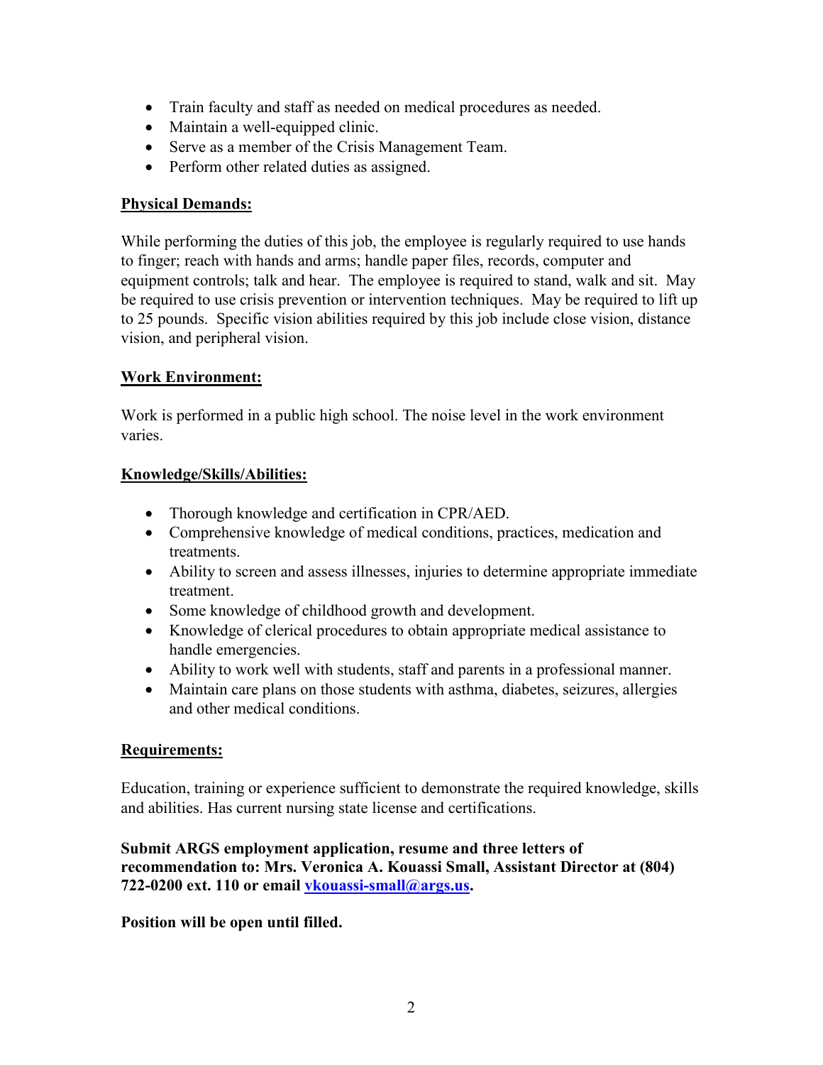- Train faculty and staff as needed on medical procedures as needed.
- Maintain a well-equipped clinic.
- Serve as a member of the Crisis Management Team.
- Perform other related duties as assigned.

**Physical Demands:**

While performing the duties of this job, the employee is regularly required to use hands to finger; reach with hands and arms; handle paper files, records, computer and equipment controls; talk and hear. The employee is required to stand, walk and sit. May be required to use crisis prevention or intervention techniques. May be required to lift up to 25 pounds. Specific vision abilities required by this job include close vision, distance vision, and peripheral vision.

**Work Environment:**

Work is performed in a public high school. The noise level in the work environment varies.

**Knowledge/Skills/Abilities:**

- Thorough knowledge and certification in CPR/AED.
- Comprehensive knowledge of medical conditions, practices, medication and treatments.
- Ability to screen and assess illnesses, injuries to determine appropriate immediate treatment.
- Some knowledge of childhood growth and development.
- Knowledge of clerical procedures to obtain appropriate medical assistance to handle emergencies.
- Ability to work well with students, staff and parents in a professional manner.
- Maintain care plans on those students with asthma, diabetes, seizures, allergies and other medical conditions.

**Requirements:**

Education, training or experience sufficient to demonstrate the required knowledge, skills and abilities. Has current nursing state license and certifications.

**Submit ARGS employment application, resume and three letters of recommendation to: Mrs. Veronica A. Kouassi Small, Assistant Director at (804) 722-0200 ext. 110 or email [vkouassi-small@args.us](mailto:vkouassi-small@args.us).**

**Position will be open until filled.**